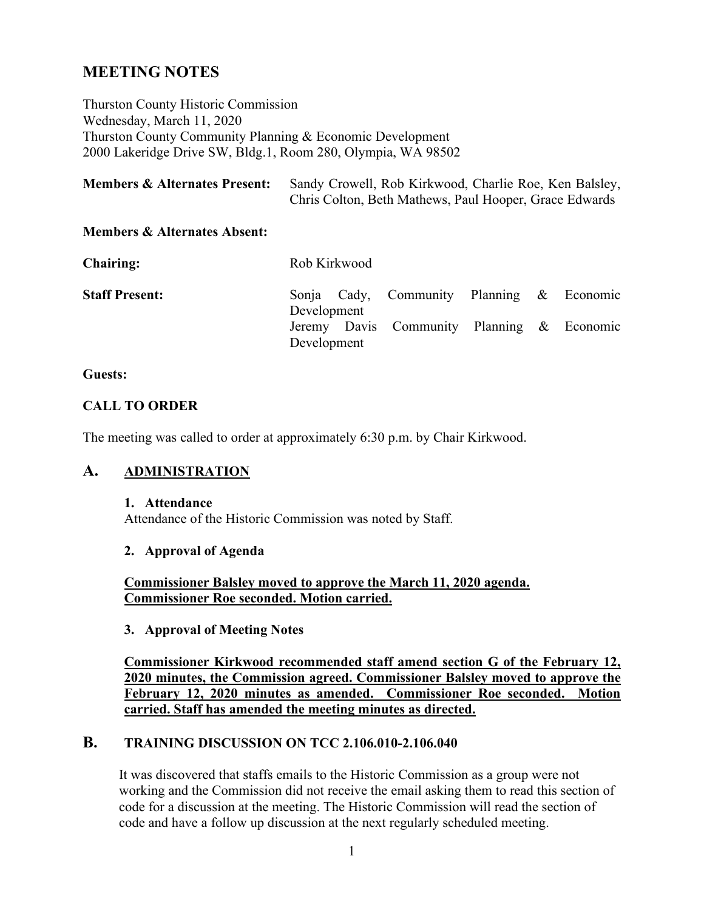# MEETING NOTES

Thurston County Historic Commission
Wednesday, March 11, 2020
Thurston County Community Planning & Economic Development
2000 Lakeridge Drive SW, Bldg.1, Room 280, Olympia, WA 98502

**Members & Alternates Present:** Sandy Crowell, Rob Kirkwood, Charlie Roe, Ken Balsley, Chris Colton, Beth Mathews, Paul Hooper, Grace Edwards

**Members & Alternates Absent:**

**Chairing:** Rob Kirkwood

**Staff Present:** Sonja Cady, Community Planning & Economic Development
Jeremy Davis Community Planning & Economic Development

**Guests:**

**CALL TO ORDER**

The meeting was called to order at approximately 6:30 p.m. by Chair Kirkwood.

## A. ADMINISTRATION

**1. Attendance**

Attendance of the Historic Commission was noted by Staff.

**2. Approval of Agenda**

**Commissioner Balsley moved to approve the March 11, 2020 agenda. Commissioner Roe seconded. Motion carried.**

**3. Approval of Meeting Notes**

**Commissioner Kirkwood recommended staff amend section G of the February 12, 2020 minutes, the Commission agreed. Commissioner Balsley moved to approve the February 12, 2020 minutes as amended. Commissioner Roe seconded. Motion carried. Staff has amended the meeting minutes as directed.**

## B. TRAINING DISCUSSION ON TCC 2.106.010-2.106.040

It was discovered that staffs emails to the Historic Commission as a group were not working and the Commission did not receive the email asking them to read this section of code for a discussion at the meeting. The Historic Commission will read the section of code and have a follow up discussion at the next regularly scheduled meeting.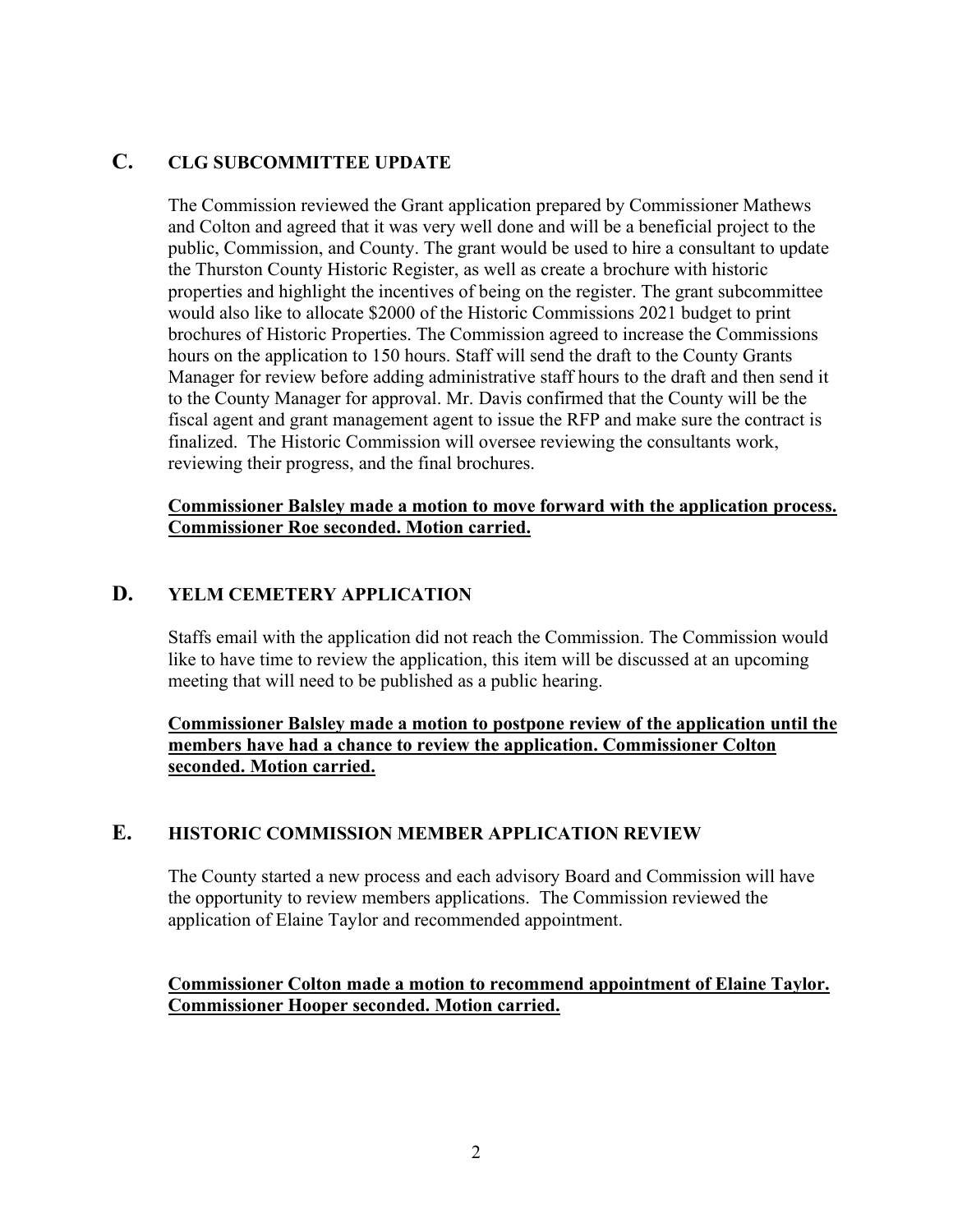## C. CLG SUBCOMMITTEE UPDATE

The Commission reviewed the Grant application prepared by Commissioner Mathews and Colton and agreed that it was very well done and will be a beneficial project to the public, Commission, and County. The grant would be used to hire a consultant to update the Thurston County Historic Register, as well as create a brochure with historic properties and highlight the incentives of being on the register. The grant subcommittee would also like to allocate $2000 of the Historic Commissions 2021 budget to print brochures of Historic Properties. The Commission agreed to increase the Commissions hours on the application to 150 hours. Staff will send the draft to the County Grants Manager for review before adding administrative staff hours to the draft and then send it to the County Manager for approval. Mr. Davis confirmed that the County will be the fiscal agent and grant management agent to issue the RFP and make sure the contract is finalized. The Historic Commission will oversee reviewing the consultants work, reviewing their progress, and the final brochures.

**Commissioner Balsley made a motion to move forward with the application process. Commissioner Roe seconded. Motion carried.**

## D. YELM CEMETERY APPLICATION

Staffs email with the application did not reach the Commission. The Commission would like to have time to review the application, this item will be discussed at an upcoming meeting that will need to be published as a public hearing.

**Commissioner Balsley made a motion to postpone review of the application until the members have had a chance to review the application. Commissioner Colton seconded. Motion carried.**

## E. HISTORIC COMMISSION MEMBER APPLICATION REVIEW

The County started a new process and each advisory Board and Commission will have the opportunity to review members applications. The Commission reviewed the application of Elaine Taylor and recommended appointment.

**Commissioner Colton made a motion to recommend appointment of Elaine Taylor. Commissioner Hooper seconded. Motion carried.**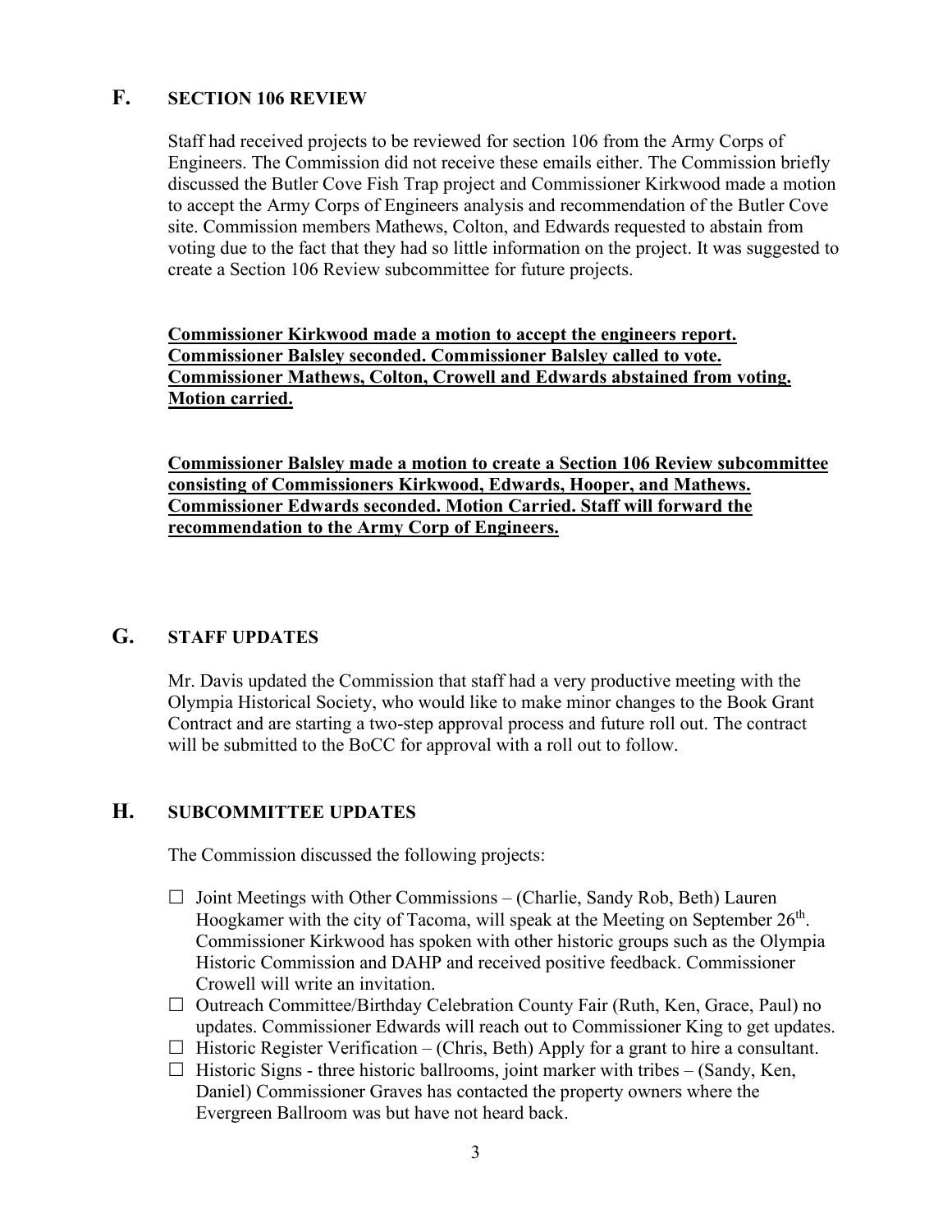## F. SECTION 106 REVIEW

Staff had received projects to be reviewed for section 106 from the Army Corps of Engineers. The Commission did not receive these emails either. The Commission briefly discussed the Butler Cove Fish Trap project and Commissioner Kirkwood made a motion to accept the Army Corps of Engineers analysis and recommendation of the Butler Cove site. Commission members Mathews, Colton, and Edwards requested to abstain from voting due to the fact that they had so little information on the project. It was suggested to create a Section 106 Review subcommittee for future projects.

**Commissioner Kirkwood made a motion to accept the engineers report. Commissioner Balsley seconded. Commissioner Balsley called to vote. Commissioner Mathews, Colton, Crowell and Edwards abstained from voting. Motion carried.**

**Commissioner Balsley made a motion to create a Section 106 Review subcommittee consisting of Commissioners Kirkwood, Edwards, Hooper, and Mathews. Commissioner Edwards seconded. Motion Carried. Staff will forward the recommendation to the Army Corp of Engineers.**

## G. STAFF UPDATES

Mr. Davis updated the Commission that staff had a very productive meeting with the Olympia Historical Society, who would like to make minor changes to the Book Grant Contract and are starting a two-step approval process and future roll out. The contract will be submitted to the BoCC for approval with a roll out to follow.

## H. SUBCOMMITTEE UPDATES

The Commission discussed the following projects:

- ☐ Joint Meetings with Other Commissions – (Charlie, Sandy Rob, Beth) Lauren Hoogkamer with the city of Tacoma, will speak at the Meeting on September 26th. Commissioner Kirkwood has spoken with other historic groups such as the Olympia Historic Commission and DAHP and received positive feedback. Commissioner Crowell will write an invitation.
- ☐ Outreach Committee/Birthday Celebration County Fair (Ruth, Ken, Grace, Paul) no updates. Commissioner Edwards will reach out to Commissioner King to get updates.
- ☐ Historic Register Verification – (Chris, Beth) Apply for a grant to hire a consultant.
- ☐ Historic Signs - three historic ballrooms, joint marker with tribes – (Sandy, Ken, Daniel) Commissioner Graves has contacted the property owners where the Evergreen Ballroom was but have not heard back.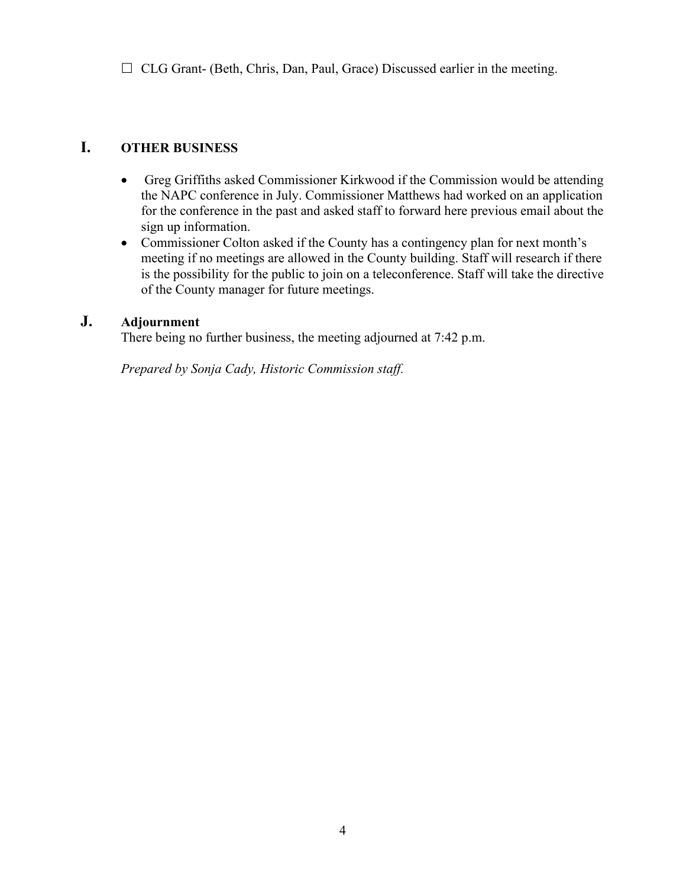☐ CLG Grant- (Beth, Chris, Dan, Paul, Grace) Discussed earlier in the meeting.

## I. OTHER BUSINESS

- Greg Griffiths asked Commissioner Kirkwood if the Commission would be attending the NAPC conference in July. Commissioner Matthews had worked on an application for the conference in the past and asked staff to forward here previous email about the sign up information.
- Commissioner Colton asked if the County has a contingency plan for next month's meeting if no meetings are allowed in the County building. Staff will research if there is the possibility for the public to join on a teleconference. Staff will take the directive of the County manager for future meetings.

## J. Adjournment

There being no further business, the meeting adjourned at 7:42 p.m.

*Prepared by Sonja Cady, Historic Commission staff.*